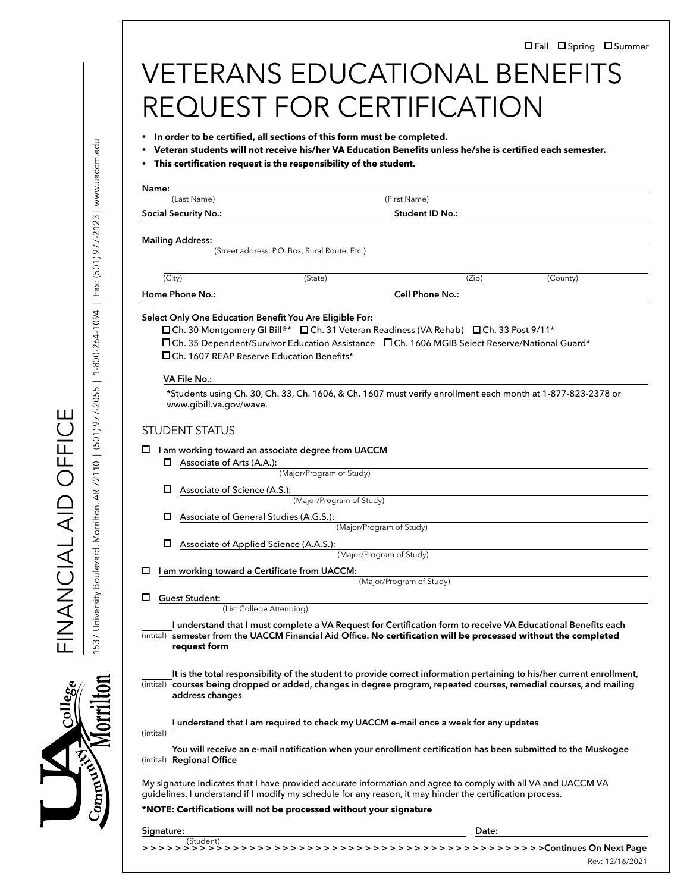☐ Fall ☐ Spring ☐ Summer

# VETERANS EDUCATIONAL BENEFITS REQUEST FOR CERTIFICATION

- **In order to be certified, all sections of this form must be completed.**
- **Veteran students will not receive his/her VA Education Benefits unless he/she is certified each semester.**
- **This certification request is the responsibility of the student.**

**Name:** ____________________ (Last Name) ____________________ (First Name)

**Social Security No.:** ____________________ **Student ID No.:** ____________________

**Mailing Address:** ____________________ (Street address, P.O. Box, Rural Route, Etc.)

____________________ (City) (State) (Zip) (County)

**Home Phone No.:** ____________________ **Cell Phone No.:** ____________________

**Select Only One Education Benefit You Are Eligible For:**

☐ Ch. 30 Montgomery GI Bill®* ☐ Ch. 31 Veteran Readiness (VA Rehab) ☐ Ch. 33 Post 9/11*

☐ Ch. 35 Dependent/Survivor Education Assistance ☐ Ch. 1606 MGIB Select Reserve/National Guard*

☐ Ch. 1607 REAP Reserve Education Benefits*

**VA File No.:** ____________________

*Students using Ch. 30, Ch. 33, Ch. 1606, & Ch. 1607 must verify enrollment each month at 1-877-823-2378 or www.gibill.va.gov/wave.

## STUDENT STATUS

☐ **I am working toward an associate degree from UACCM**

- ☐ Associate of Arts (A.A.): ____________________ (Major/Program of Study)
- ☐ Associate of Science (A.S.): ____________________ (Major/Program of Study)
- ☐ Associate of General Studies (A.G.S.): ____________________ (Major/Program of Study)
- ☐ Associate of Applied Science (A.A.S.): ____________________ (Major/Program of Study)

☐ **I am working toward a Certificate from UACCM:** ____________________ (Major/Program of Study)

☐ **Guest Student:** ____________________ (List College Attending)

______ (intital) **I understand that I must complete a VA Request for Certification form to receive VA Educational Benefits each semester from the UACCM Financial Aid Office. No certification will be processed without the completed request form**

______ (intital) **It is the total responsibility of the student to provide correct information pertaining to his/her current enrollment, courses being dropped or added, changes in degree program, repeated courses, remedial courses, and mailing address changes**

______ (intital) **I understand that I am required to check my UACCM e-mail once a week for any updates**

______ (intital) **You will receive an e-mail notification when your enrollment certification has been submitted to the Muskogee Regional Office**

My signature indicates that I have provided accurate information and agree to comply with all VA and UACCM VA guidelines. I understand if I modify my schedule for any reason, it may hinder the certification process.

***NOTE: Certifications will not be processed without your signature**

**Signature:** ____________________ (Student) **Date:** ____________________

> > > > > > > > > > > > > > > > > > > > > > > > > > > > > > > > > > > > > > > > > > > > > > > > > >Continues On Next Page

Rev: 12/16/2021

FINANCIAL AID OFFICE

1537 University Boulevard, Morrilton, AR 72110 | (501) 977-2055 | 1-800-264-1094 | Fax: (501) 977-2123 | www.uaccm.edu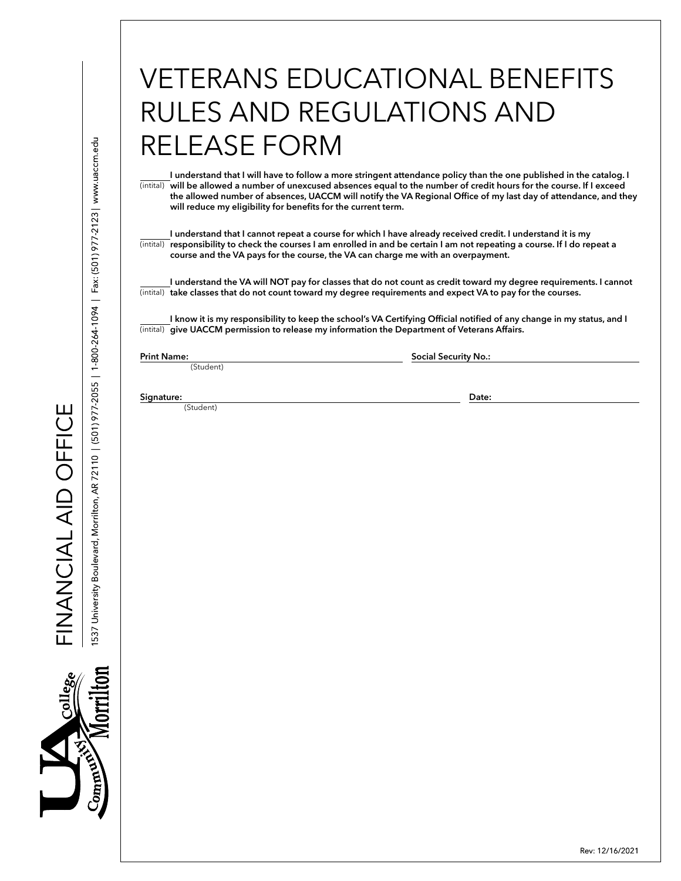FINANCIAL AID OFFICE

1537 University Boulevard, Morrilton, AR 72110 | (501) 977-2055 | 1-800-264-1094 | Fax: (501) 977-2123 | www.uaccm.edu

# VETERANS EDUCATIONAL BENEFITS RULES AND REGULATIONS AND RELEASE FORM

______ (intital) **I understand that I will have to follow a more stringent attendance policy than the one published in the catalog. I will be allowed a number of unexcused absences equal to the number of credit hours for the course. If I exceed the allowed number of absences, UACCM will notify the VA Regional Office of my last day of attendance, and they will reduce my eligibility for benefits for the current term.**

______ (intital) **I understand that I cannot repeat a course for which I have already received credit. I understand it is my responsibility to check the courses I am enrolled in and be certain I am not repeating a course. If I do repeat a course and the VA pays for the course, the VA can charge me with an overpayment.**

______ (intital) **I understand the VA will NOT pay for classes that do not count as credit toward my degree requirements. I cannot take classes that do not count toward my degree requirements and expect VA to pay for the courses.**

______ (intital) **I know it is my responsibility to keep the school's VA Certifying Official notified of any change in my status, and I give UACCM permission to release my information the Department of Veterans Affairs.**

**Print Name:** ______________________________ (Student) **Social Security No.:** ______________________________

**Signature:** ______________________________ (Student) **Date:** ______________________________

Rev: 12/16/2021